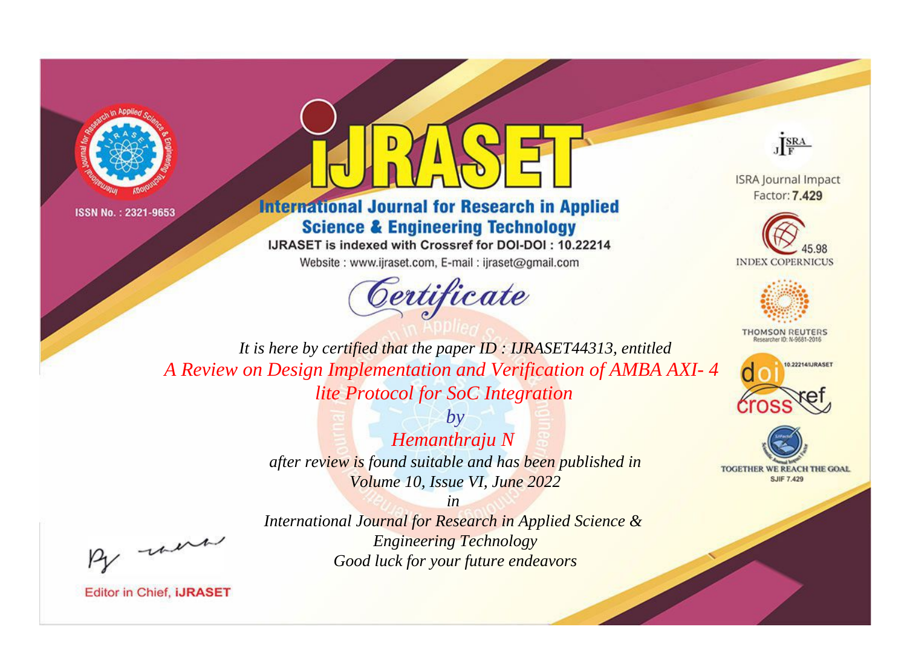ISSN No. : 2321-9653

# IJRASET

## International Journal for Research in Applied Science & Engineering Technology

IJRASET is indexed with Crossref for DOI-DOI : 10.22214

Website : www.ijraset.com, E-mail : ijraset@gmail.com

ISRA Journal Impact Factor: **7.429**

45.98 INDEX COPERNICUS

THOMSON REUTERS Researcher ID: N-9681-2016

10.22214/IJRASET

TOGETHER WE REACH THE GOAL SJIF 7.429

*Certificate*

*It is here by certified that the paper ID : IJRASET44313, entitled*

*A Review on Design Implementation and Verification of AMBA AXI- 4 lite Protocol for SoC Integration*

*by*

*Hemanthraju N*

*after review is found suitable and has been published in*

*Volume 10, Issue VI, June 2022*

*in*

*International Journal for Research in Applied Science & Engineering Technology*

*Good luck for your future endeavors*

Editor in Chief, **iJRASET**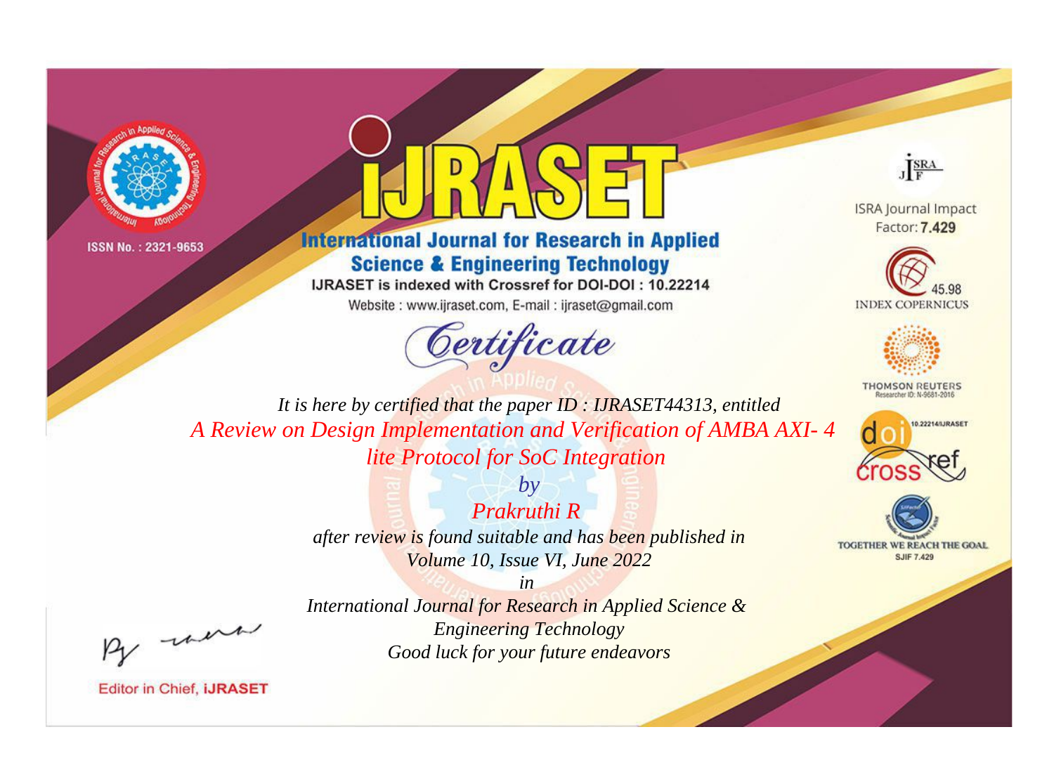ISSN No. : 2321-9653

# iJRASET

## International Journal for Research in Applied Science & Engineering Technology

IJRASET is indexed with Crossref for DOI-DOI : 10.22214

Website : www.ijraset.com, E-mail : ijraset@gmail.com

ISRA Journal Impact Factor: **7.429**

45.98 INDEX COPERNICUS

THOMSON REUTERS Researcher ID: N-9681-2016

10.22214/IJRASET

TOGETHER WE REACH THE GOAL SJIF 7.429

# *Certificate*

*It is here by certified that the paper ID : IJRASET44313, entitled*

*A Review on Design Implementation and Verification of AMBA AXI- 4 lite Protocol for SoC Integration*

*by*

*Prakruthi R*

*after review is found suitable and has been published in*

*Volume 10, Issue VI, June 2022*

*in*

*International Journal for Research in Applied Science & Engineering Technology*

*Good luck for your future endeavors*

Editor in Chief, **iJRASET**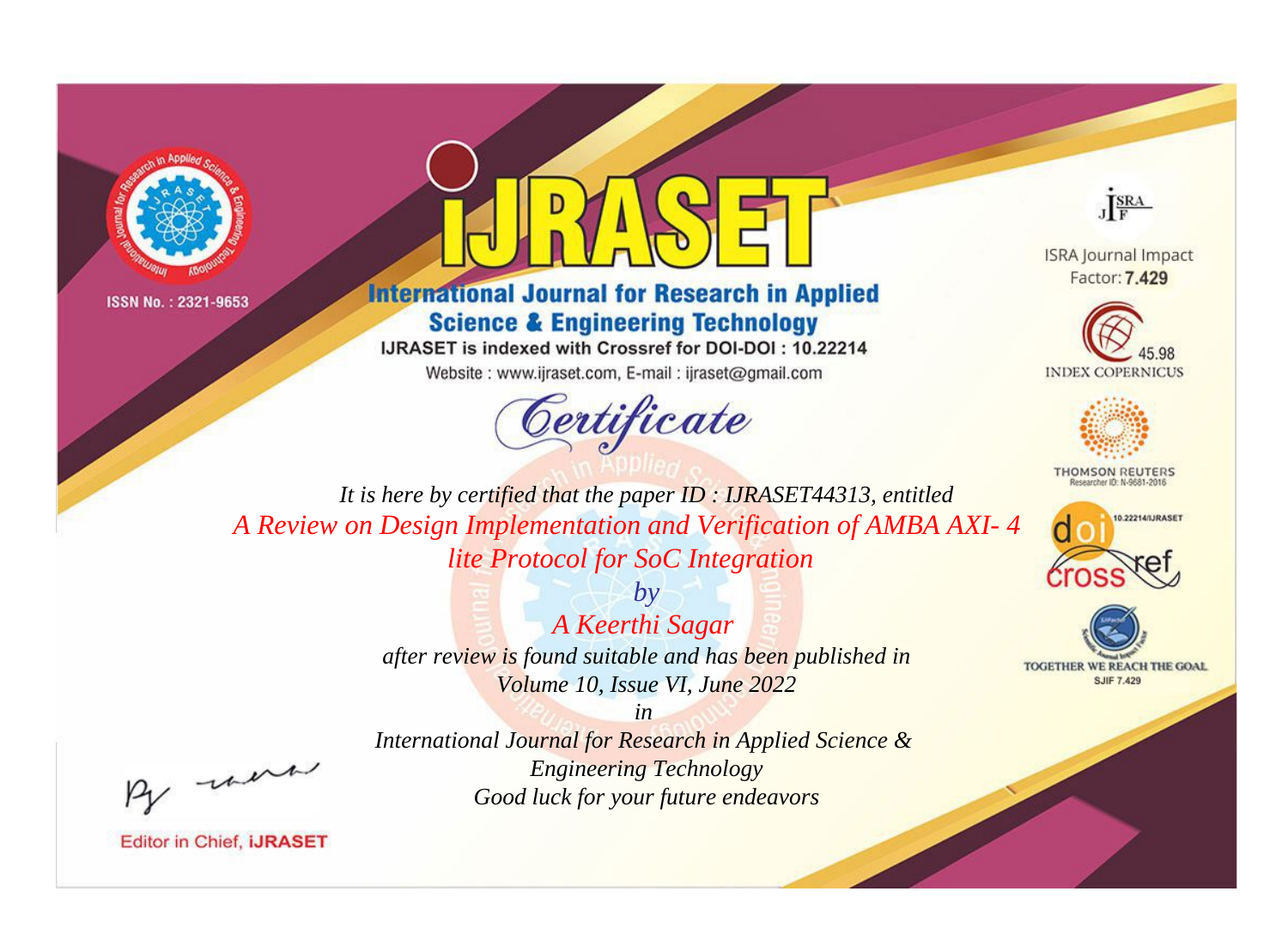ISSN No. : 2321-9653

# iJRASET

## International Journal for Research in Applied Science & Engineering Technology

IJRASET is indexed with Crossref for DOI-DOI : 10.22214

Website : www.ijraset.com, E-mail : ijraset@gmail.com

*Certificate*

ISRA Journal Impact Factor: **7.429**

45.98 INDEX COPERNICUS

THOMSON REUTERS Researcher ID: N-9681-2016

10.22214/IJRASET

TOGETHER WE REACH THE GOAL SJIF 7.429

*It is here by certified that the paper ID : IJRASET44313, entitled*

*A Review on Design Implementation and Verification of AMBA AXI- 4 lite Protocol for SoC Integration*

*by*

*A Keerthi Sagar*

*after review is found suitable and has been published in*

*Volume 10, Issue VI, June 2022*

*in*

*International Journal for Research in Applied Science & Engineering Technology*

*Good luck for your future endeavors*

Editor in Chief, **iJRASET**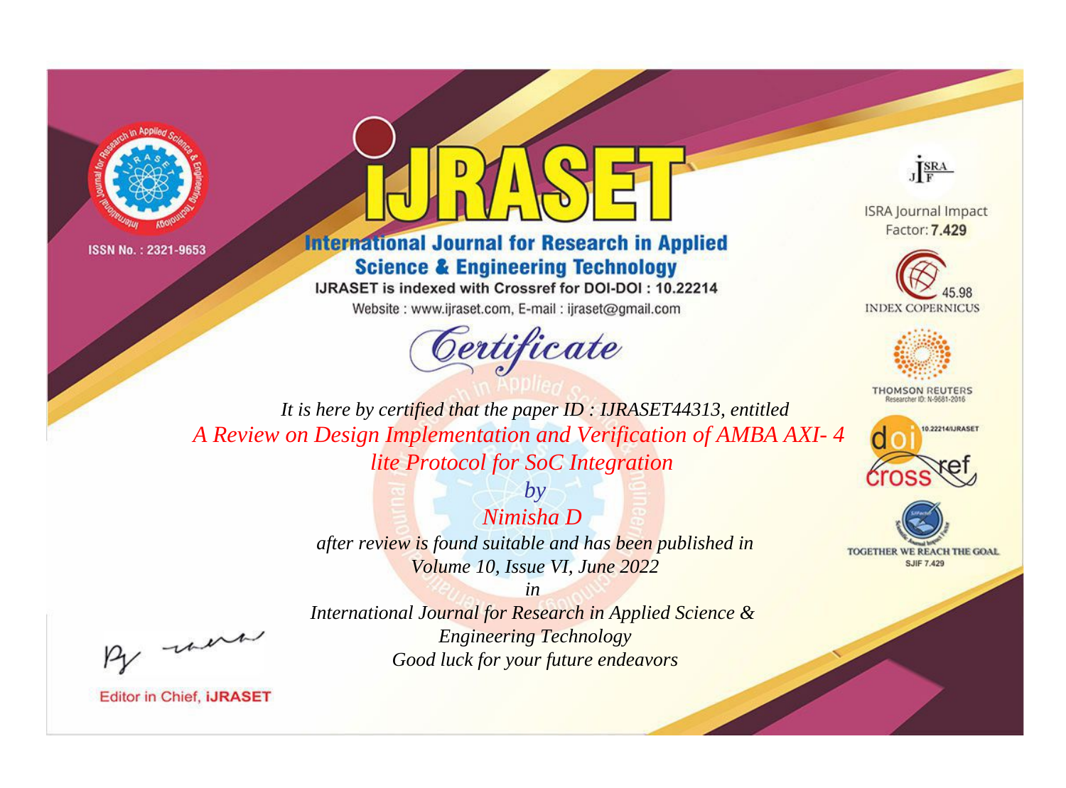ISSN No. : 2321-9653

# International Journal for Research in Applied Science & Engineering Technology

IJRASET is indexed with Crossref for DOI-DOI : 10.22214

Website : www.ijraset.com, E-mail : ijraset@gmail.com

## Certificate

*It is here by certified that the paper ID : IJRASET44313, entitled*

*A Review on Design Implementation and Verification of AMBA AXI- 4 lite Protocol for SoC Integration*

*by*

*Nimisha D*

*after review is found suitable and has been published in*

*Volume 10, Issue VI, June 2022*

*in*

*International Journal for Research in Applied Science & Engineering Technology*

*Good luck for your future endeavors*

ISRA Journal Impact Factor: **7.429**

45.98 INDEX COPERNICUS

THOMSON REUTERS Researcher ID: N-9681-2016

10.22214/IJRASET

TOGETHER WE REACH THE GOAL SJIF 7.429

Editor in Chief, **iJRASET**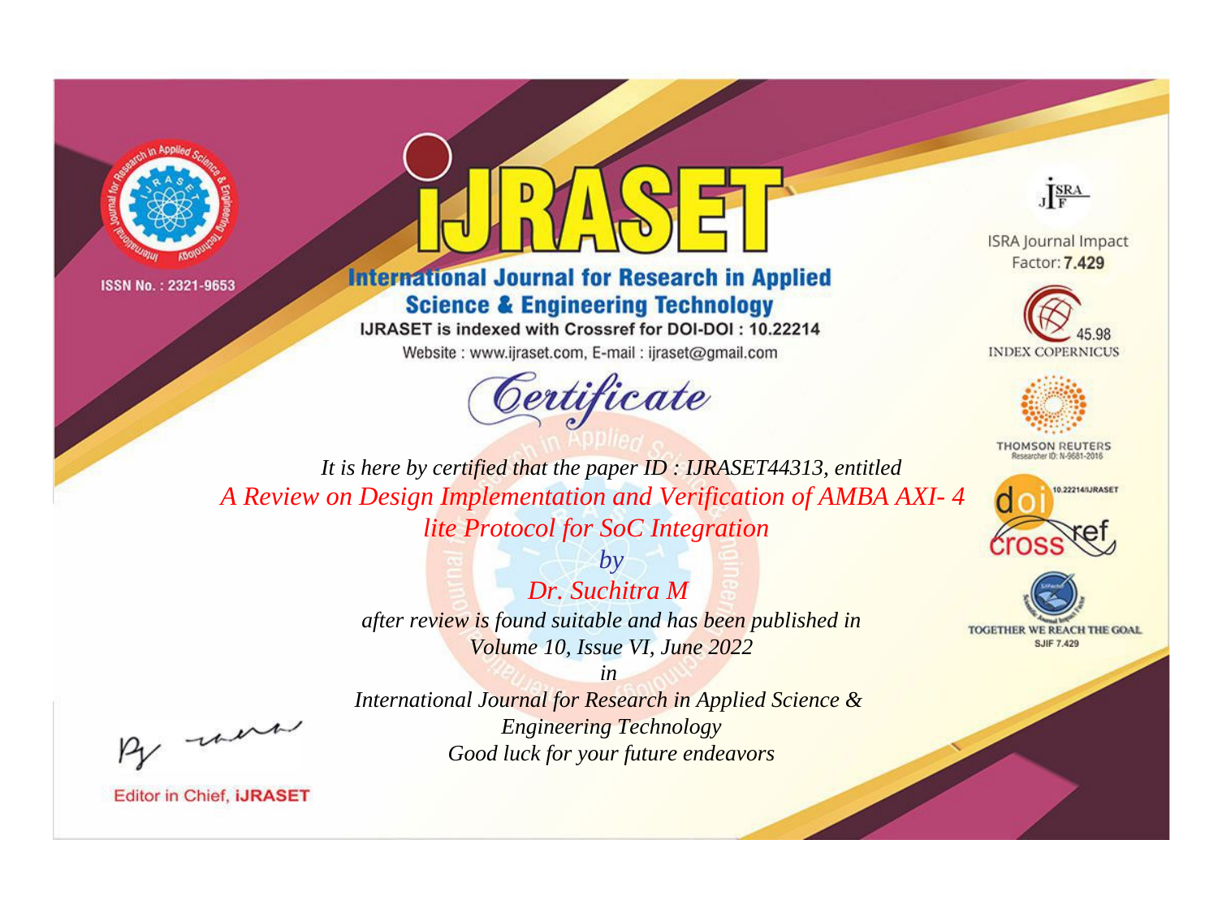ISSN No. : 2321-9653

# IJRASET

## International Journal for Research in Applied Science & Engineering Technology

IJRASET is indexed with Crossref for DOI-DOI : 10.22214

Website : www.ijraset.com, E-mail : ijraset@gmail.com

ISRA Journal Impact Factor: **7.429**

45.98 INDEX COPERNICUS

THOMSON REUTERS Researcher ID: N-9681-2016

10.22214/IJRASET

TOGETHER WE REACH THE GOAL SJIF 7.429

# *Certificate*

*It is here by certified that the paper ID : IJRASET44313, entitled*

*A Review on Design Implementation and Verification of AMBA AXI- 4 lite Protocol for SoC Integration*

*by*

*Dr. Suchitra M*

*after review is found suitable and has been published in*

*Volume 10, Issue VI, June 2022*

*in*

*International Journal for Research in Applied Science & Engineering Technology*

*Good luck for your future endeavors*

Editor in Chief, **iJRASET**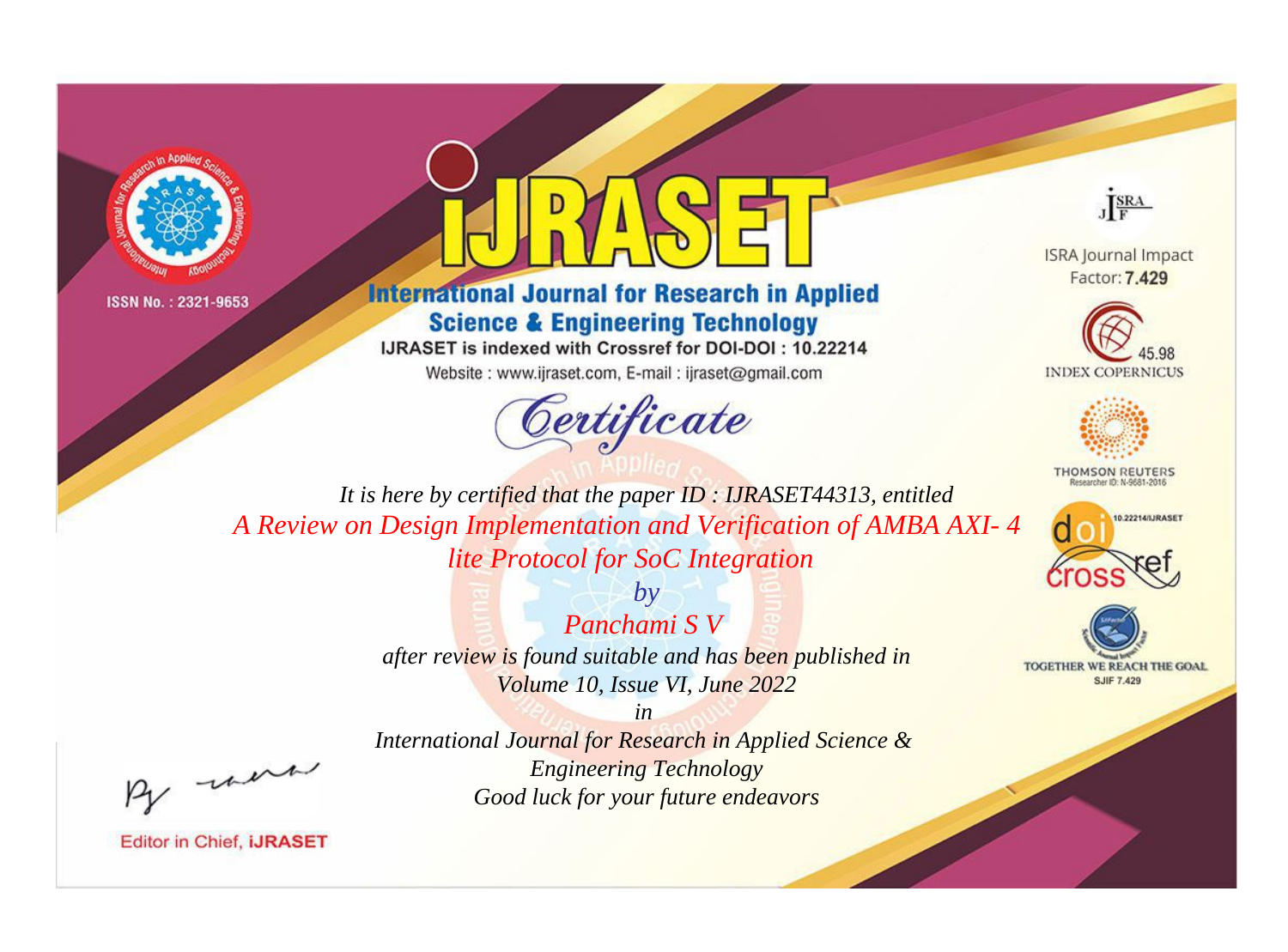ISSN No. : 2321-9653

# iJRASET

## International Journal for Research in Applied Science & Engineering Technology

IJRASET is indexed with Crossref for DOI-DOI : 10.22214

Website : www.ijraset.com, E-mail : ijraset@gmail.com

ISRA Journal Impact Factor: **7.429**

45.98 INDEX COPERNICUS

THOMSON REUTERS Researcher ID: N-9681-2016

10.22214/IJRASET

TOGETHER WE REACH THE GOAL SJIF 7.429

*Certificate*

*It is here by certified that the paper ID : IJRASET44313, entitled*

*A Review on Design Implementation and Verification of AMBA AXI- 4 lite Protocol for SoC Integration*

*by*

*Panchami S V*

*after review is found suitable and has been published in*

*Volume 10, Issue VI, June 2022*

*in*

*International Journal for Research in Applied Science & Engineering Technology*

*Good luck for your future endeavors*

Editor in Chief, iJRASET